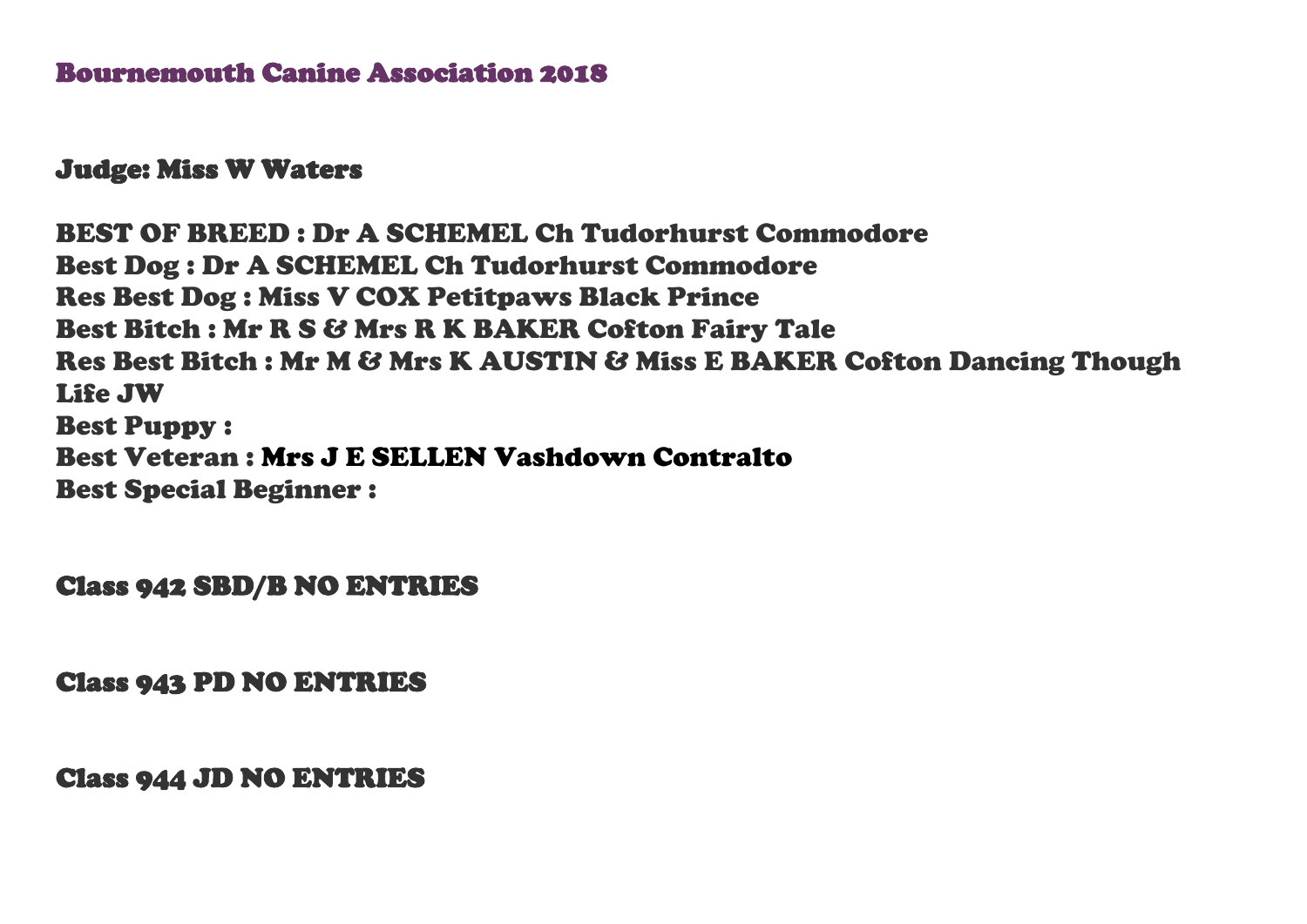## Bournemouth Canine Association 2018

**Judge: Miss W Waters**

**BEST OF BREED : Dr A SCHEMEL Ch Tudorhurst Commodore**
**Best Dog : Dr A SCHEMEL Ch Tudorhurst Commodore**
**Res Best Dog : Miss V COX Petitpaws Black Prince**
**Best Bitch : Mr R S & Mrs R K BAKER Cofton Fairy Tale**
**Res Best Bitch : Mr M & Mrs K AUSTIN & Miss E BAKER Cofton Dancing Though Life JW**
**Best Puppy :**
**Best Veteran : Mrs J E SELLEN Vashdown Contralto**
**Best Special Beginner :**

**Class 942 SBD/B NO ENTRIES**

**Class 943 PD NO ENTRIES**

**Class 944 JD NO ENTRIES**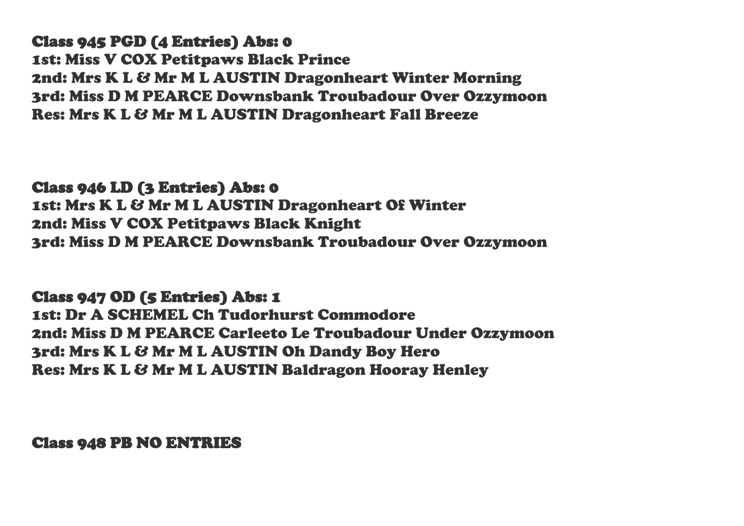**Class 945 PGD (4 Entries) Abs: 0**
**1st: Miss V COX Petitpaws Black Prince**
**2nd: Mrs K L & Mr M L AUSTIN Dragonheart Winter Morning**
**3rd: Miss D M PEARCE Downsbank Troubadour Over Ozzymoon**
**Res: Mrs K L & Mr M L AUSTIN Dragonheart Fall Breeze**

**Class 946 LD (3 Entries) Abs: 0**
**1st: Mrs K L & Mr M L AUSTIN Dragonheart Of Winter**
**2nd: Miss V COX Petitpaws Black Knight**
**3rd: Miss D M PEARCE Downsbank Troubadour Over Ozzymoon**

**Class 947 OD (5 Entries) Abs: 1**
**1st: Dr A SCHEMEL Ch Tudorhurst Commodore**
**2nd: Miss D M PEARCE Carleeto Le Troubadour Under Ozzymoon**
**3rd: Mrs K L & Mr M L AUSTIN Oh Dandy Boy Hero**
**Res: Mrs K L & Mr M L AUSTIN Baldragon Hooray Henley**

**Class 948 PB NO ENTRIES**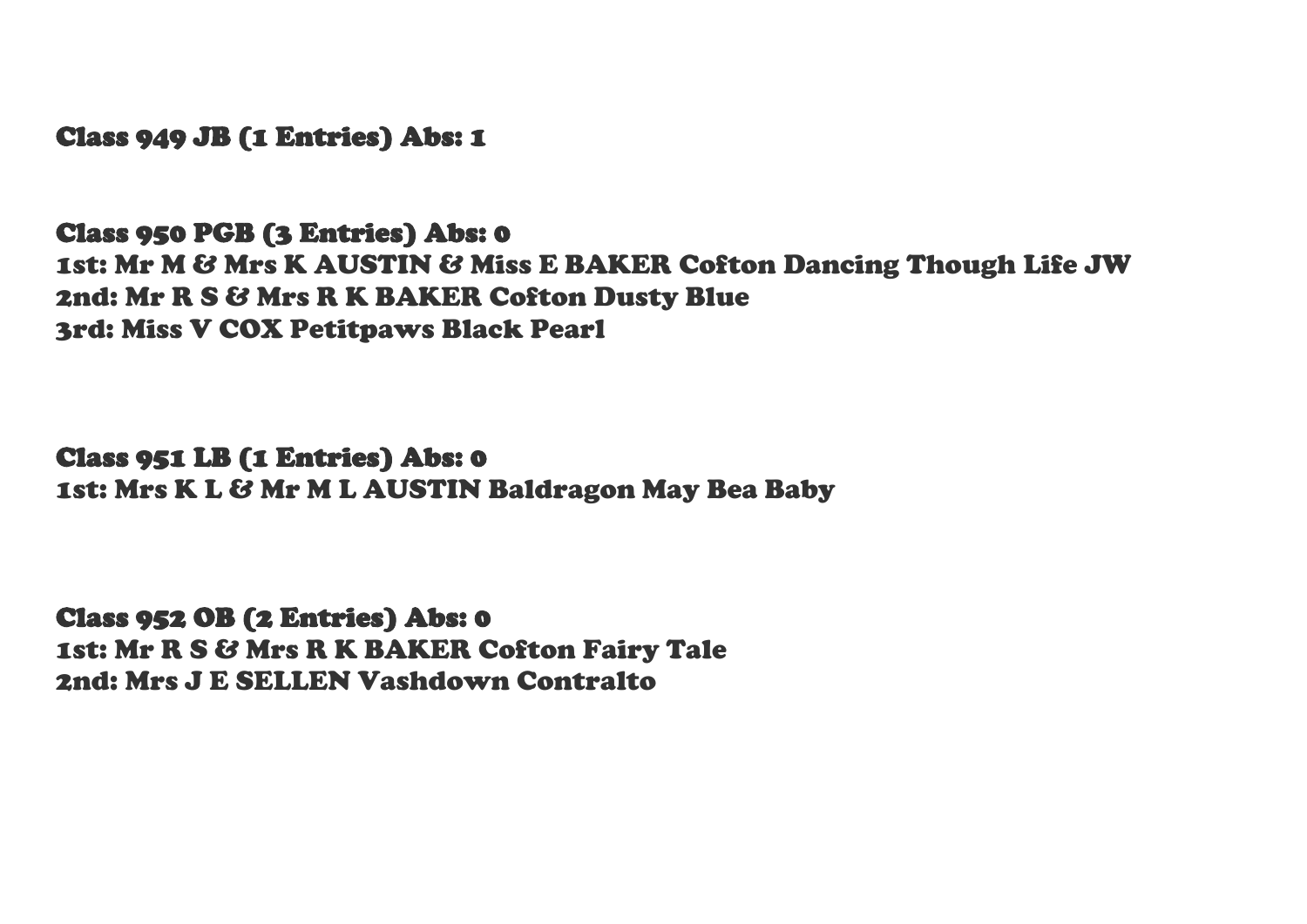**Class 949 JB (1 Entries) Abs: 1**

**Class 950 PGB (3 Entries) Abs: 0**
**1st: Mr M & Mrs K AUSTIN & Miss E BAKER Cofton Dancing Though Life JW**
**2nd: Mr R S & Mrs R K BAKER Cofton Dusty Blue**
**3rd: Miss V COX Petitpaws Black Pearl**

**Class 951 LB (1 Entries) Abs: 0**
**1st: Mrs K L & Mr M L AUSTIN Baldragon May Bea Baby**

**Class 952 OB (2 Entries) Abs: 0**
**1st: Mr R S & Mrs R K BAKER Cofton Fairy Tale**
**2nd: Mrs J E SELLEN Vashdown Contralto**